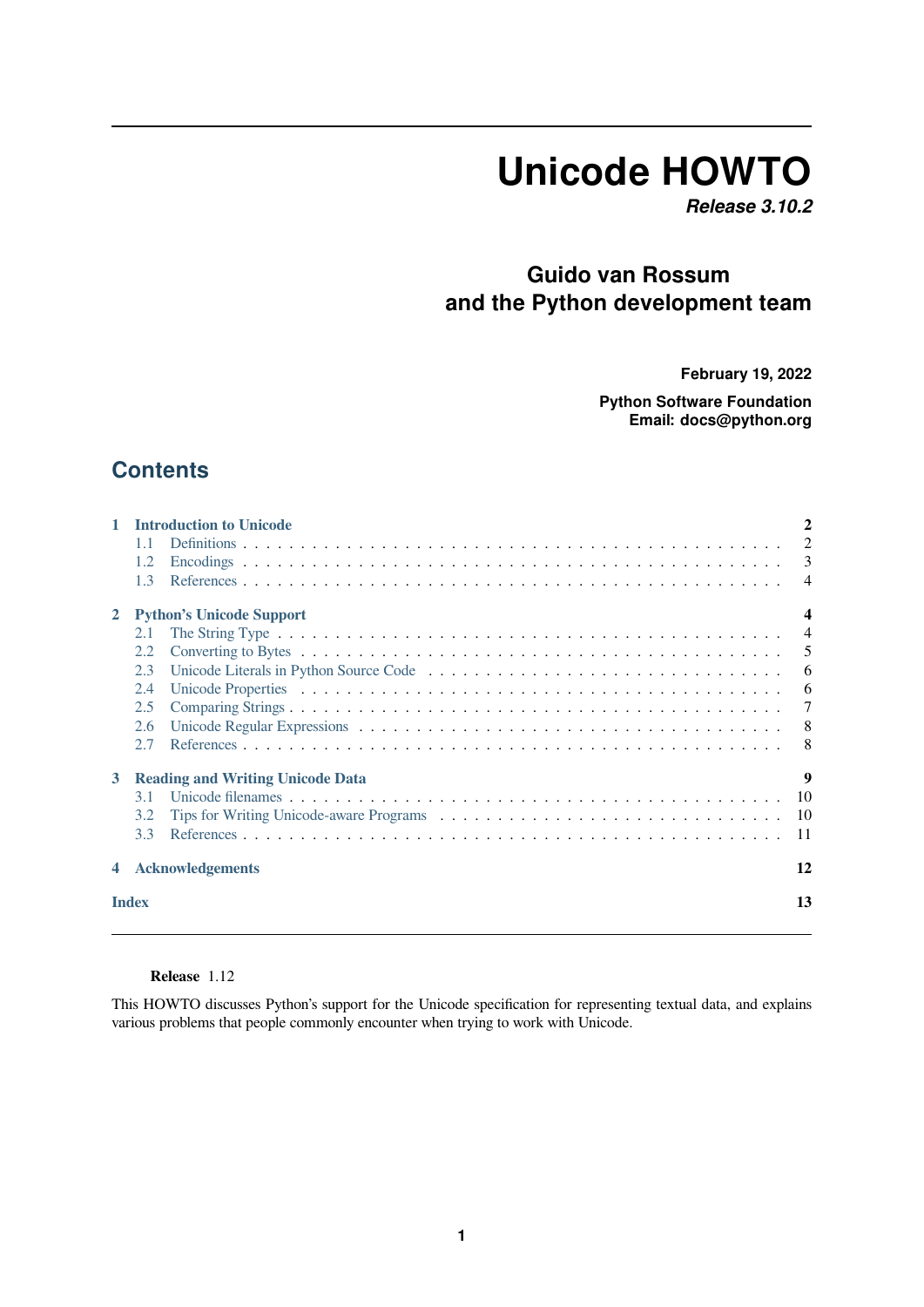# Unicode HOWTO

***Release 3.10.2***

**Guido van Rossum and the Python development team**

**February 19, 2022**

**Python Software Foundation**
**Email: docs@python.org**

## Contents

- **1 Introduction to Unicode** — 2
  - 1.1 Definitions — 2
  - 1.2 Encodings — 3
  - 1.3 References — 4
- **2 Python's Unicode Support** — 4
  - 2.1 The String Type — 4
  - 2.2 Converting to Bytes — 5
  - 2.3 Unicode Literals in Python Source Code — 6
  - 2.4 Unicode Properties — 6
  - 2.5 Comparing Strings — 7
  - 2.6 Unicode Regular Expressions — 8
  - 2.7 References — 8
- **3 Reading and Writing Unicode Data** — 9
  - 3.1 Unicode filenames — 10
  - 3.2 Tips for Writing Unicode-aware Programs — 10
  - 3.3 References — 11
- **4 Acknowledgements** — 12
- **Index** — 13

**Release** 1.12

This HOWTO discusses Python's support for the Unicode specification for representing textual data, and explains various problems that people commonly encounter when trying to work with Unicode.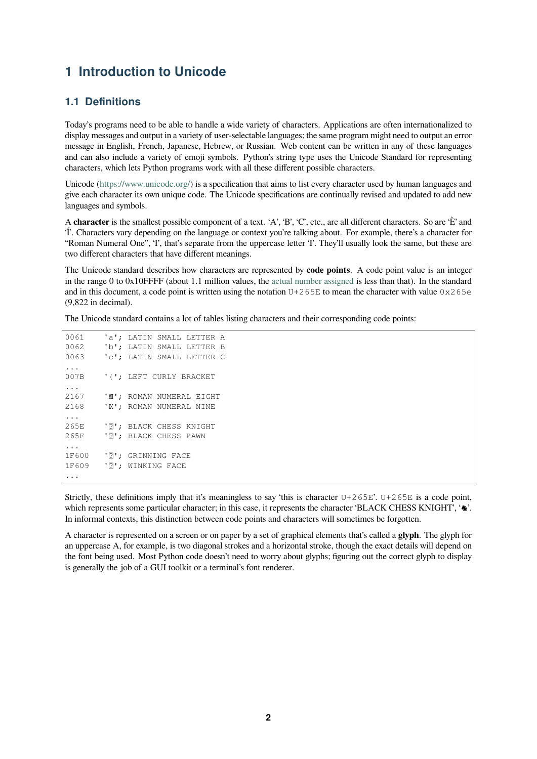# 1 Introduction to Unicode

## 1.1 Definitions

Today's programs need to be able to handle a wide variety of characters. Applications are often internationalized to display messages and output in a variety of user-selectable languages; the same program might need to output an error message in English, French, Japanese, Hebrew, or Russian. Web content can be written in any of these languages and can also include a variety of emoji symbols. Python's string type uses the Unicode Standard for representing characters, which lets Python programs work with all these different possible characters.

Unicode (https://www.unicode.org/) is a specification that aims to list every character used by human languages and give each character its own unique code. The Unicode specifications are continually revised and updated to add new languages and symbols.

A **character** is the smallest possible component of a text. 'A', 'B', 'C', etc., are all different characters. So are 'È' and 'Í'. Characters vary depending on the language or context you're talking about. For example, there's a character for "Roman Numeral One", 'Ⅰ', that's separate from the uppercase letter 'I'. They'll usually look the same, but these are two different characters that have different meanings.

The Unicode standard describes how characters are represented by **code points**. A code point value is an integer in the range 0 to 0x10FFFF (about 1.1 million values, the actual number assigned is less than that). In the standard and in this document, a code point is written using the notation `U+265E` to mean the character with value `0x265e` (9,822 in decimal).

The Unicode standard contains a lot of tables listing characters and their corresponding code points:

```
0061    'a'; LATIN SMALL LETTER A
0062    'b'; LATIN SMALL LETTER B
0063    'c'; LATIN SMALL LETTER C
...
007B    '{'; LEFT CURLY BRACKET
...
2167    'Ⅷ'; ROMAN NUMERAL EIGHT
2168    'Ⅸ'; ROMAN NUMERAL NINE
...
265E    '♞'; BLACK CHESS KNIGHT
265F    '♟'; BLACK CHESS PAWN
...
1F600   '😀'; GRINNING FACE
1F609   '😉'; WINKING FACE
...
```

Strictly, these definitions imply that it's meaningless to say 'this is character `U+265E`'. `U+265E` is a code point, which represents some particular character; in this case, it represents the character 'BLACK CHESS KNIGHT', '♞'. In informal contexts, this distinction between code points and characters will sometimes be forgotten.

A character is represented on a screen or on paper by a set of graphical elements that's called a **glyph**. The glyph for an uppercase A, for example, is two diagonal strokes and a horizontal stroke, though the exact details will depend on the font being used. Most Python code doesn't need to worry about glyphs; figuring out the correct glyph to display is generally the job of a GUI toolkit or a terminal's font renderer.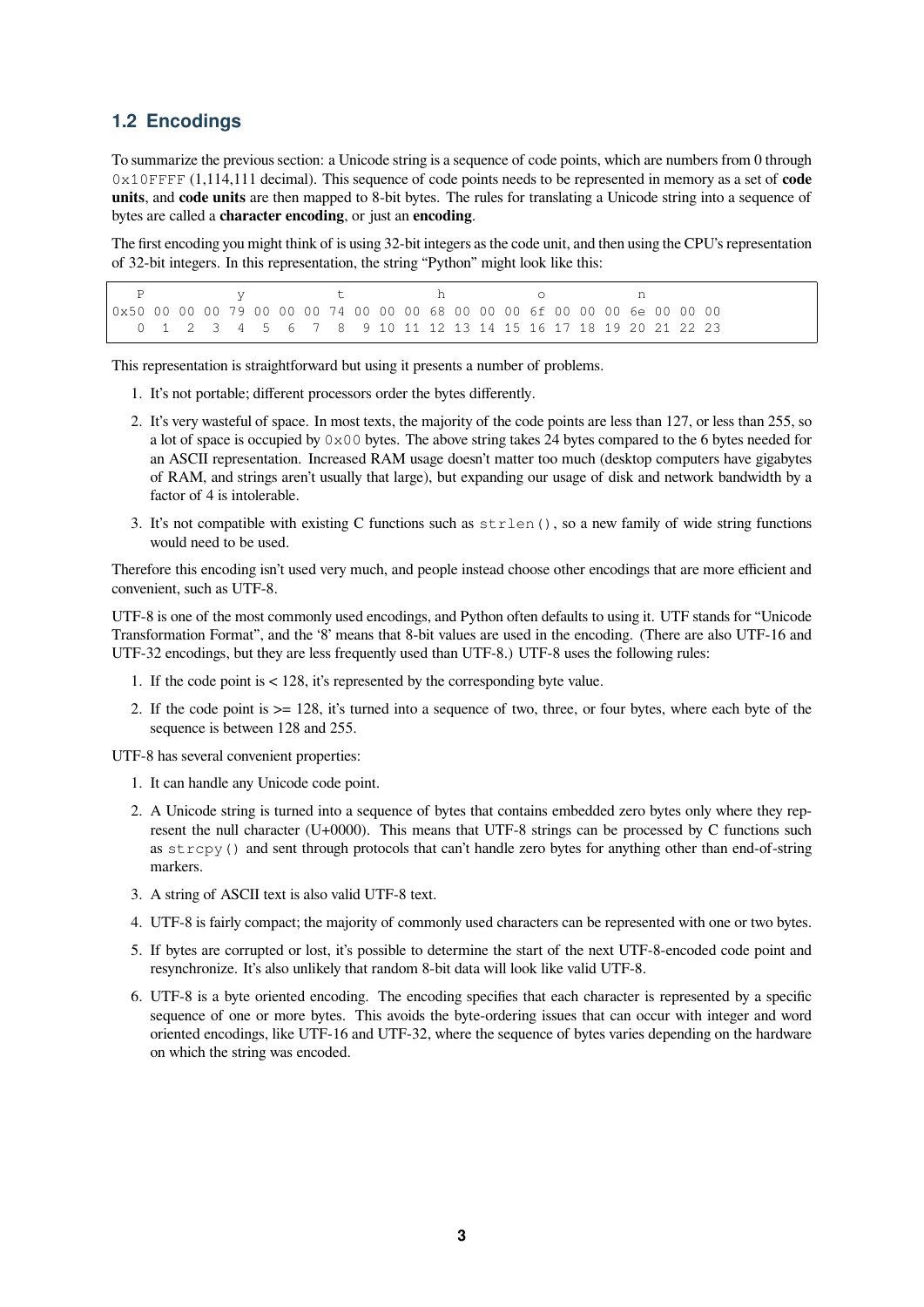## 1.2 Encodings

To summarize the previous section: a Unicode string is a sequence of code points, which are numbers from 0 through `0x10FFFF` (1,114,111 decimal). This sequence of code points needs to be represented in memory as a set of **code units**, and **code units** are then mapped to 8-bit bytes. The rules for translating a Unicode string into a sequence of bytes are called a **character encoding**, or just an **encoding**.

The first encoding you might think of is using 32-bit integers as the code unit, and then using the CPU's representation of 32-bit integers. In this representation, the string "Python" might look like this:

```
   P           y           t           h           o           n
0x50 00 00 00 79 00 00 00 74 00 00 00 68 00 00 00 6f 00 00 00 6e 00 00 00
   0  1  2  3  4  5  6  7  8  9 10 11 12 13 14 15 16 17 18 19 20 21 22 23
```

This representation is straightforward but using it presents a number of problems.

1. It's not portable; different processors order the bytes differently.
2. It's very wasteful of space. In most texts, the majority of the code points are less than 127, or less than 255, so a lot of space is occupied by `0x00` bytes. The above string takes 24 bytes compared to the 6 bytes needed for an ASCII representation. Increased RAM usage doesn't matter too much (desktop computers have gigabytes of RAM, and strings aren't usually that large), but expanding our usage of disk and network bandwidth by a factor of 4 is intolerable.
3. It's not compatible with existing C functions such as `strlen()`, so a new family of wide string functions would need to be used.

Therefore this encoding isn't used very much, and people instead choose other encodings that are more efficient and convenient, such as UTF-8.

UTF-8 is one of the most commonly used encodings, and Python often defaults to using it. UTF stands for "Unicode Transformation Format", and the '8' means that 8-bit values are used in the encoding. (There are also UTF-16 and UTF-32 encodings, but they are less frequently used than UTF-8.) UTF-8 uses the following rules:

1. If the code point is < 128, it's represented by the corresponding byte value.
2. If the code point is >= 128, it's turned into a sequence of two, three, or four bytes, where each byte of the sequence is between 128 and 255.

UTF-8 has several convenient properties:

1. It can handle any Unicode code point.
2. A Unicode string is turned into a sequence of bytes that contains embedded zero bytes only where they represent the null character (U+0000). This means that UTF-8 strings can be processed by C functions such as `strcpy()` and sent through protocols that can't handle zero bytes for anything other than end-of-string markers.
3. A string of ASCII text is also valid UTF-8 text.
4. UTF-8 is fairly compact; the majority of commonly used characters can be represented with one or two bytes.
5. If bytes are corrupted or lost, it's possible to determine the start of the next UTF-8-encoded code point and resynchronize. It's also unlikely that random 8-bit data will look like valid UTF-8.
6. UTF-8 is a byte oriented encoding. The encoding specifies that each character is represented by a specific sequence of one or more bytes. This avoids the byte-ordering issues that can occur with integer and word oriented encodings, like UTF-16 and UTF-32, where the sequence of bytes varies depending on the hardware on which the string was encoded.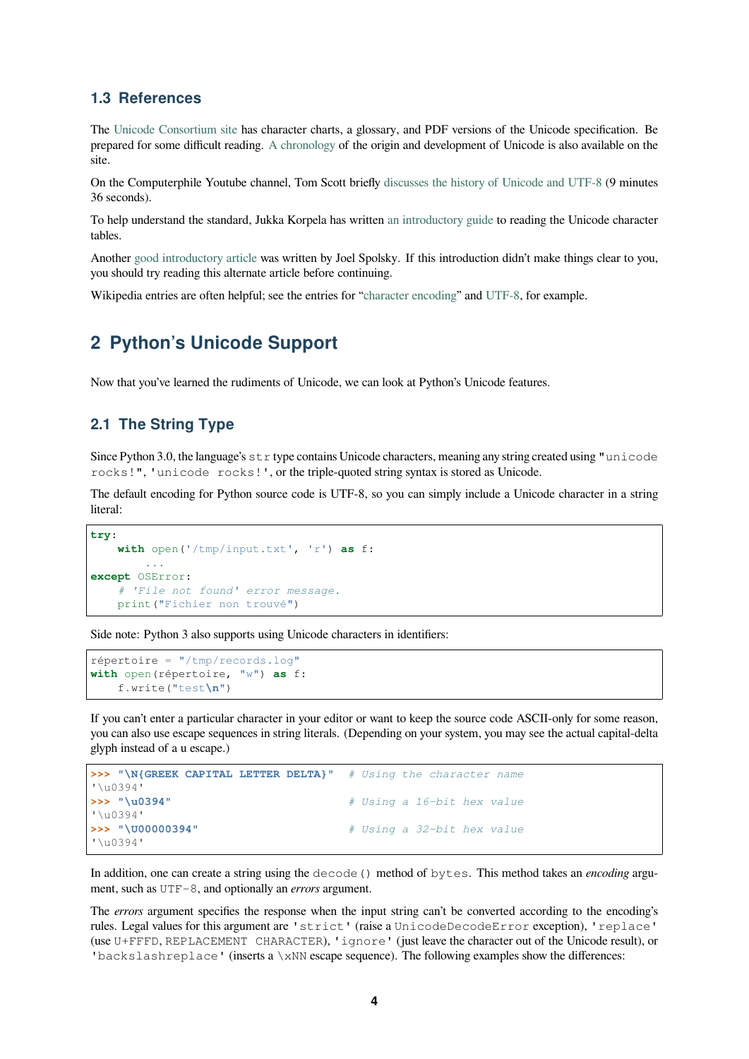### 1.3 References

The Unicode Consortium site has character charts, a glossary, and PDF versions of the Unicode specification. Be prepared for some difficult reading. A chronology of the origin and development of Unicode is also available on the site.

On the Computerphile Youtube channel, Tom Scott briefly discusses the history of Unicode and UTF-8 (9 minutes 36 seconds).

To help understand the standard, Jukka Korpela has written an introductory guide to reading the Unicode character tables.

Another good introductory article was written by Joel Spolsky. If this introduction didn't make things clear to you, you should try reading this alternate article before continuing.

Wikipedia entries are often helpful; see the entries for "character encoding" and UTF-8, for example.

## 2 Python's Unicode Support

Now that you've learned the rudiments of Unicode, we can look at Python's Unicode features.

### 2.1 The String Type

Since Python 3.0, the language's `str` type contains Unicode characters, meaning any string created using `"unicode rocks!"`, `'unicode rocks!'`, or the triple-quoted string syntax is stored as Unicode.

The default encoding for Python source code is UTF-8, so you can simply include a Unicode character in a string literal:

```
try:
    with open('/tmp/input.txt', 'r') as f:
        ...
except OSError:
    # 'File not found' error message.
    print("Fichier non trouvé")
```

Side note: Python 3 also supports using Unicode characters in identifiers:

```
répertoire = "/tmp/records.log"
with open(répertoire, "w") as f:
    f.write("test\n")
```

If you can't enter a particular character in your editor or want to keep the source code ASCII-only for some reason, you can also use escape sequences in string literals. (Depending on your system, you may see the actual capital-delta glyph instead of a u escape.)

```
>>> "\N{GREEK CAPITAL LETTER DELTA}"  # Using the character name
'\u0394'
>>> "\u0394"                          # Using a 16-bit hex value
'\u0394'
>>> "\U00000394"                      # Using a 32-bit hex value
'\u0394'
```

In addition, one can create a string using the `decode()` method of `bytes`. This method takes an *encoding* argument, such as `UTF-8`, and optionally an *errors* argument.

The *errors* argument specifies the response when the input string can't be converted according to the encoding's rules. Legal values for this argument are `'strict'` (raise a `UnicodeDecodeError` exception), `'replace'` (use `U+FFFD`, `REPLACEMENT CHARACTER`), `'ignore'` (just leave the character out of the Unicode result), or `'backslashreplace'` (inserts a `\xNN` escape sequence). The following examples show the differences: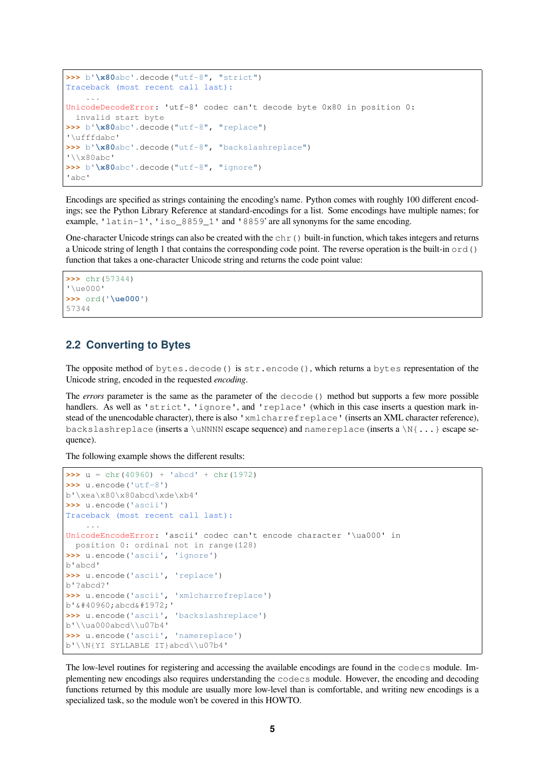```
>>> b'\x80abc'.decode("utf-8", "strict")
Traceback (most recent call last):
    ...
UnicodeDecodeError: 'utf-8' codec can't decode byte 0x80 in position 0:
  invalid start byte
>>> b'\x80abc'.decode("utf-8", "replace")
'\ufffdabc'
>>> b'\x80abc'.decode("utf-8", "backslashreplace")
'\\x80abc'
>>> b'\x80abc'.decode("utf-8", "ignore")
'abc'
```

Encodings are specified as strings containing the encoding's name. Python comes with roughly 100 different encodings; see the Python Library Reference at standard-encodings for a list. Some encodings have multiple names; for example, `'latin-1'`, `'iso_8859_1'` and `'8859`' are all synonyms for the same encoding.

One-character Unicode strings can also be created with the `chr()` built-in function, which takes integers and returns a Unicode string of length 1 that contains the corresponding code point. The reverse operation is the built-in `ord()` function that takes a one-character Unicode string and returns the code point value:

```
>>> chr(57344)
'\ue000'
>>> ord('\ue000')
57344
```

## 2.2 Converting to Bytes

The opposite method of `bytes.decode()` is `str.encode()`, which returns a `bytes` representation of the Unicode string, encoded in the requested *encoding*.

The *errors* parameter is the same as the parameter of the `decode()` method but supports a few more possible handlers. As well as `'strict'`, `'ignore'`, and `'replace'` (which in this case inserts a question mark instead of the unencodable character), there is also `'xmlcharrefreplace'` (inserts an XML character reference), `backslashreplace` (inserts a `\uNNNN` escape sequence) and `namereplace` (inserts a `\N{...}` escape sequence).

The following example shows the different results:

```
>>> u = chr(40960) + 'abcd' + chr(1972)
>>> u.encode('utf-8')
b'\xea\x80\x80abcd\xde\xb4'
>>> u.encode('ascii')
Traceback (most recent call last):
    ...
UnicodeEncodeError: 'ascii' codec can't encode character '\ua000' in
  position 0: ordinal not in range(128)
>>> u.encode('ascii', 'ignore')
b'abcd'
>>> u.encode('ascii', 'replace')
b'?abcd?'
>>> u.encode('ascii', 'xmlcharrefreplace')
b'&#40960;abcd&#1972;'
>>> u.encode('ascii', 'backslashreplace')
b'\\ua000abcd\\u07b4'
>>> u.encode('ascii', 'namereplace')
b'\\N{YI SYLLABLE IT}abcd\\u07b4'
```

The low-level routines for registering and accessing the available encodings are found in the `codecs` module. Implementing new encodings also requires understanding the `codecs` module. However, the encoding and decoding functions returned by this module are usually more low-level than is comfortable, and writing new encodings is a specialized task, so the module won't be covered in this HOWTO.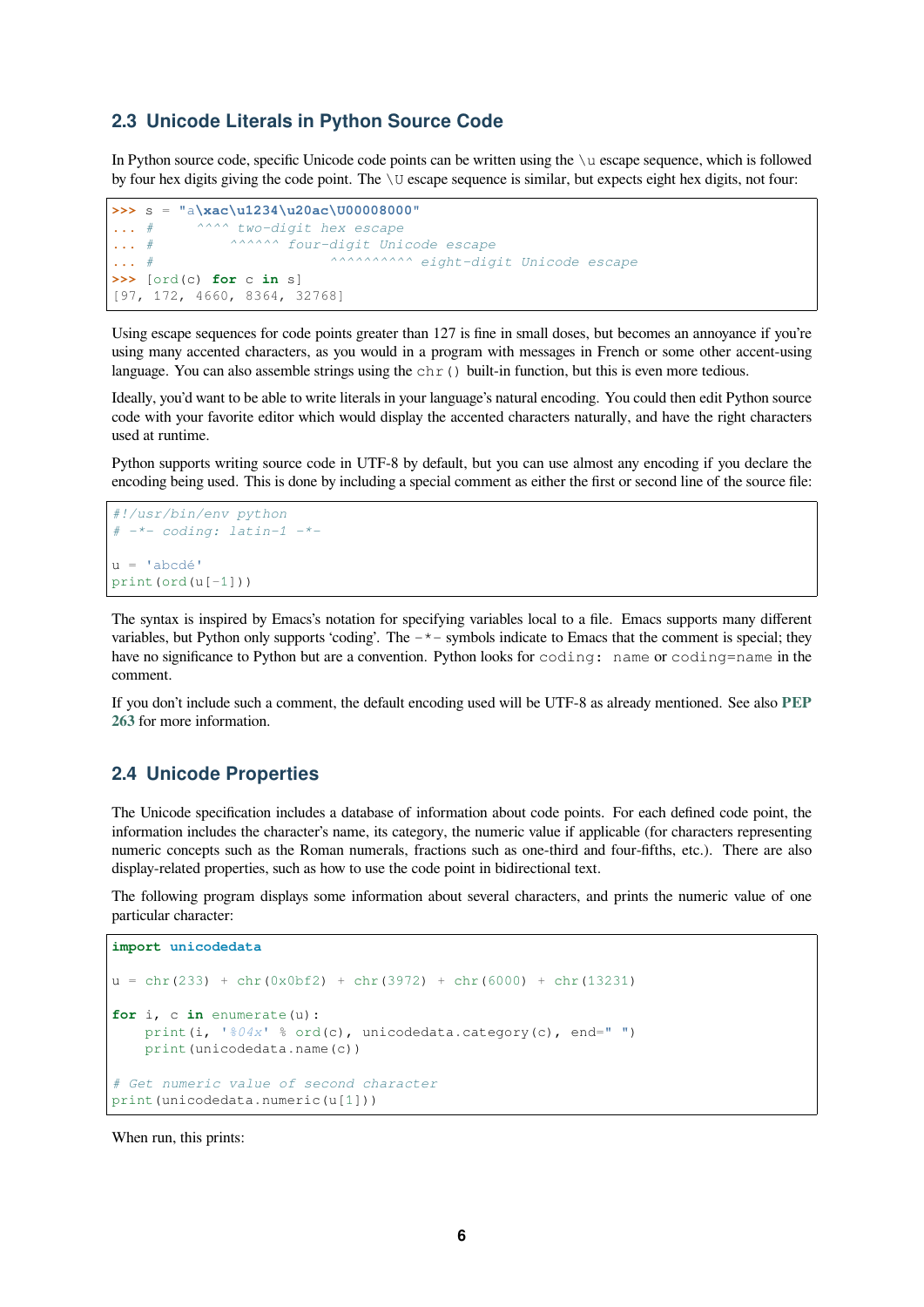## 2.3 Unicode Literals in Python Source Code

In Python source code, specific Unicode code points can be written using the `\u` escape sequence, which is followed by four hex digits giving the code point. The `\U` escape sequence is similar, but expects eight hex digits, not four:

```
>>> s = "a\xac\u1234\u20ac\U00008000"
... #      ^^^^ two-digit hex escape
... #          ^^^^^^ four-digit Unicode escape
... #                      ^^^^^^^^^^ eight-digit Unicode escape
>>> [ord(c) for c in s]
[97, 172, 4660, 8364, 32768]
```

Using escape sequences for code points greater than 127 is fine in small doses, but becomes an annoyance if you're using many accented characters, as you would in a program with messages in French or some other accent-using language. You can also assemble strings using the `chr()` built-in function, but this is even more tedious.

Ideally, you'd want to be able to write literals in your language's natural encoding. You could then edit Python source code with your favorite editor which would display the accented characters naturally, and have the right characters used at runtime.

Python supports writing source code in UTF-8 by default, but you can use almost any encoding if you declare the encoding being used. This is done by including a special comment as either the first or second line of the source file:

```
#!/usr/bin/env python
# -*- coding: latin-1 -*-

u = 'abcdé'
print(ord(u[-1]))
```

The syntax is inspired by Emacs's notation for specifying variables local to a file. Emacs supports many different variables, but Python only supports 'coding'. The `-*-` symbols indicate to Emacs that the comment is special; they have no significance to Python but are a convention. Python looks for `coding: name` or `coding=name` in the comment.

If you don't include such a comment, the default encoding used will be UTF-8 as already mentioned. See also **PEP 263** for more information.

## 2.4 Unicode Properties

The Unicode specification includes a database of information about code points. For each defined code point, the information includes the character's name, its category, the numeric value if applicable (for characters representing numeric concepts such as the Roman numerals, fractions such as one-third and four-fifths, etc.). There are also display-related properties, such as how to use the code point in bidirectional text.

The following program displays some information about several characters, and prints the numeric value of one particular character:

```
import unicodedata

u = chr(233) + chr(0x0bf2) + chr(3972) + chr(6000) + chr(13231)

for i, c in enumerate(u):
    print(i, '%04x' % ord(c), unicodedata.category(c), end=" ")
    print(unicodedata.name(c))

# Get numeric value of second character
print(unicodedata.numeric(u[1]))
```

When run, this prints: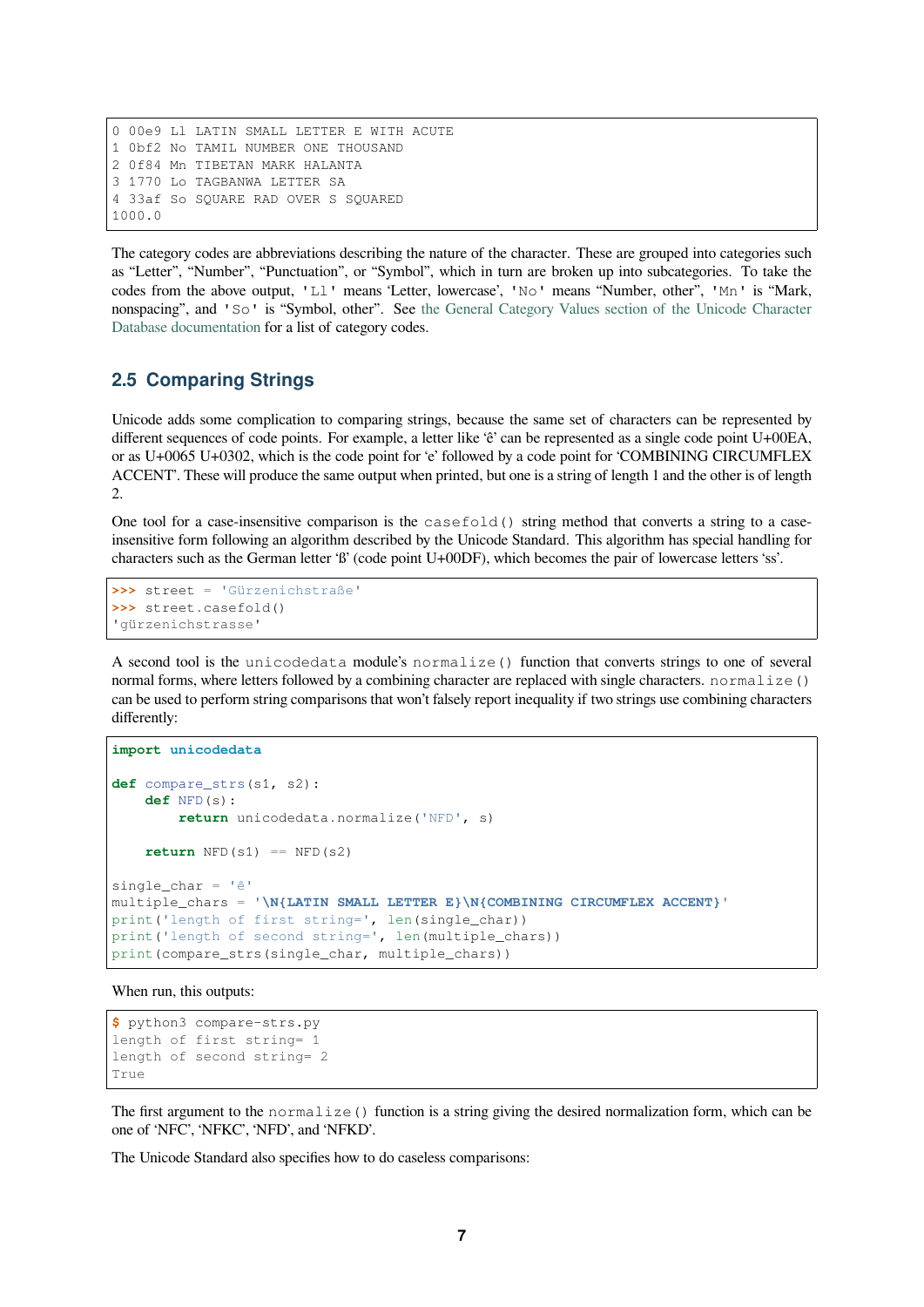```
0 00e9 Ll LATIN SMALL LETTER E WITH ACUTE
1 0bf2 No TAMIL NUMBER ONE THOUSAND
2 0f84 Mn TIBETAN MARK HALANTA
3 1770 Lo TAGBANWA LETTER SA
4 33af So SQUARE RAD OVER S SQUARED
1000.0
```

The category codes are abbreviations describing the nature of the character. These are grouped into categories such as “Letter”, “Number”, “Punctuation”, or “Symbol”, which in turn are broken up into subcategories. To take the codes from the above output, `'Ll'` means ‘Letter, lowercase’, `'No'` means “Number, other”, `'Mn'` is “Mark, nonspacing”, and `'So'` is “Symbol, other”. See the General Category Values section of the Unicode Character Database documentation for a list of category codes.

## 2.5 Comparing Strings

Unicode adds some complication to comparing strings, because the same set of characters can be represented by different sequences of code points. For example, a letter like ‘ê’ can be represented as a single code point U+00EA, or as U+0065 U+0302, which is the code point for ‘e’ followed by a code point for ‘COMBINING CIRCUMFLEX ACCENT’. These will produce the same output when printed, but one is a string of length 1 and the other is of length 2.

One tool for a case-insensitive comparison is the `casefold()` string method that converts a string to a case-insensitive form following an algorithm described by the Unicode Standard. This algorithm has special handling for characters such as the German letter ‘ß’ (code point U+00DF), which becomes the pair of lowercase letters ‘ss’.

```
>>> street = 'Gürzenichstraße'
>>> street.casefold()
'gürzenichstrasse'
```

A second tool is the `unicodedata` module’s `normalize()` function that converts strings to one of several normal forms, where letters followed by a combining character are replaced with single characters. `normalize()` can be used to perform string comparisons that won’t falsely report inequality if two strings use combining characters differently:

```
import unicodedata

def compare_strs(s1, s2):
    def NFD(s):
        return unicodedata.normalize('NFD', s)

    return NFD(s1) == NFD(s2)

single_char = 'ê'
multiple_chars = '\N{LATIN SMALL LETTER E}\N{COMBINING CIRCUMFLEX ACCENT}'
print('length of first string=', len(single_char))
print('length of second string=', len(multiple_chars))
print(compare_strs(single_char, multiple_chars))
```

When run, this outputs:

```
$ python3 compare-strs.py
length of first string= 1
length of second string= 2
True
```

The first argument to the `normalize()` function is a string giving the desired normalization form, which can be one of ‘NFC’, ‘NFKC’, ‘NFD’, and ‘NFKD’.

The Unicode Standard also specifies how to do caseless comparisons: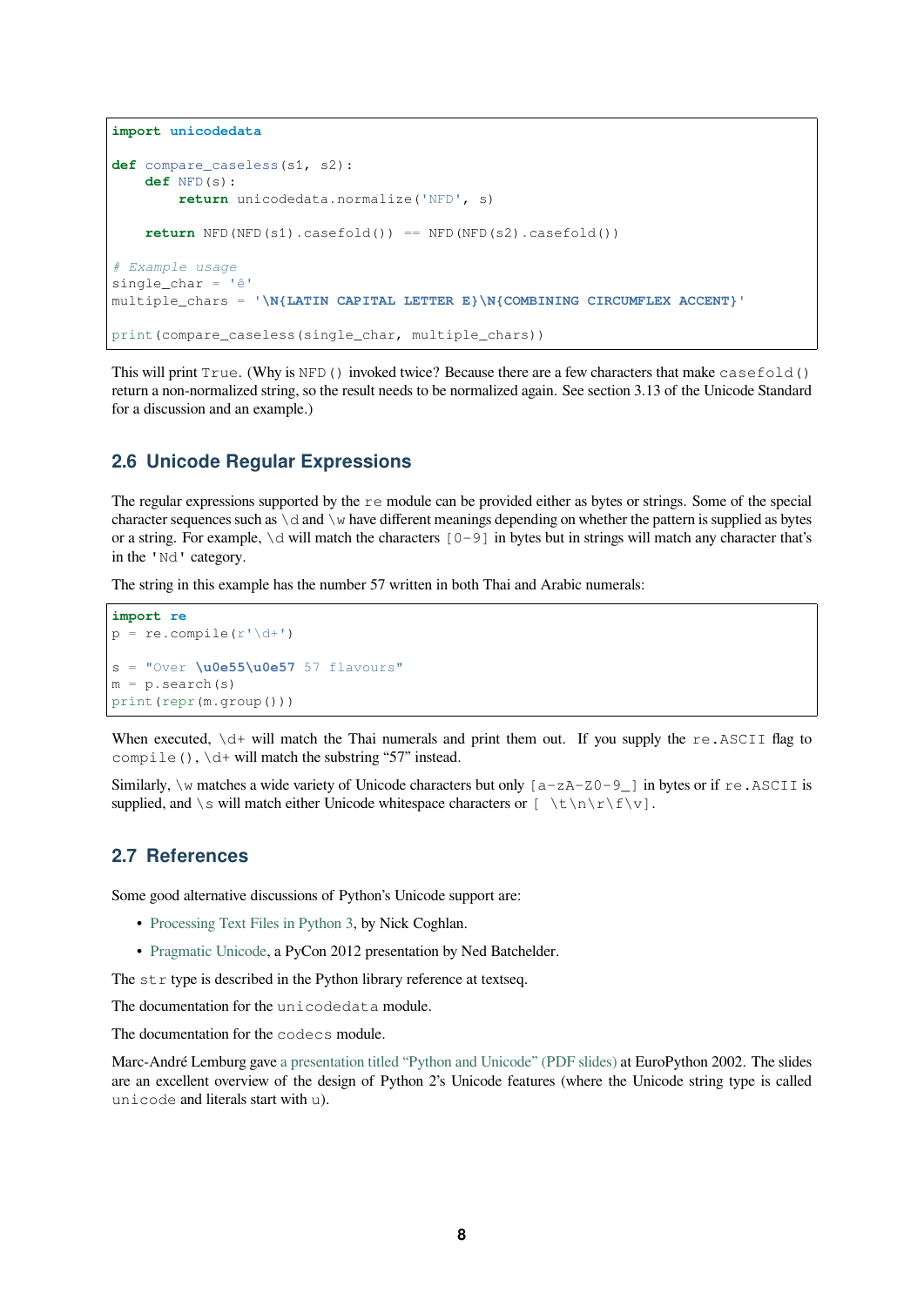```
import unicodedata

def compare_caseless(s1, s2):
    def NFD(s):
        return unicodedata.normalize('NFD', s)

    return NFD(NFD(s1).casefold()) == NFD(NFD(s2).casefold())

# Example usage
single_char = 'ê'
multiple_chars = '\N{LATIN CAPITAL LETTER E}\N{COMBINING CIRCUMFLEX ACCENT}'

print(compare_caseless(single_char, multiple_chars))
```

This will print `True`. (Why is `NFD()` invoked twice? Because there are a few characters that make `casefold()` return a non-normalized string, so the result needs to be normalized again. See section 3.13 of the Unicode Standard for a discussion and an example.)

## 2.6 Unicode Regular Expressions

The regular expressions supported by the `re` module can be provided either as bytes or strings. Some of the special character sequences such as `\d` and `\w` have different meanings depending on whether the pattern is supplied as bytes or a string. For example, `\d` will match the characters `[0-9]` in bytes but in strings will match any character that's in the `'Nd'` category.

The string in this example has the number 57 written in both Thai and Arabic numerals:

```
import re
p = re.compile(r'\d+')

s = "Over \u0e55\u0e57 57 flavours"
m = p.search(s)
print(repr(m.group()))
```

When executed, `\d+` will match the Thai numerals and print them out. If you supply the `re.ASCII` flag to `compile()`, `\d+` will match the substring "57" instead.

Similarly, `\w` matches a wide variety of Unicode characters but only `[a-zA-Z0-9_]` in bytes or if `re.ASCII` is supplied, and `\s` will match either Unicode whitespace characters or `[ \t\n\r\f\v]`.

## 2.7 References

Some good alternative discussions of Python's Unicode support are:

- Processing Text Files in Python 3, by Nick Coghlan.
- Pragmatic Unicode, a PyCon 2012 presentation by Ned Batchelder.

The `str` type is described in the Python library reference at textseq.

The documentation for the `unicodedata` module.

The documentation for the `codecs` module.

Marc-André Lemburg gave a presentation titled "Python and Unicode" (PDF slides) at EuroPython 2002. The slides are an excellent overview of the design of Python 2's Unicode features (where the Unicode string type is called `unicode` and literals start with `u`).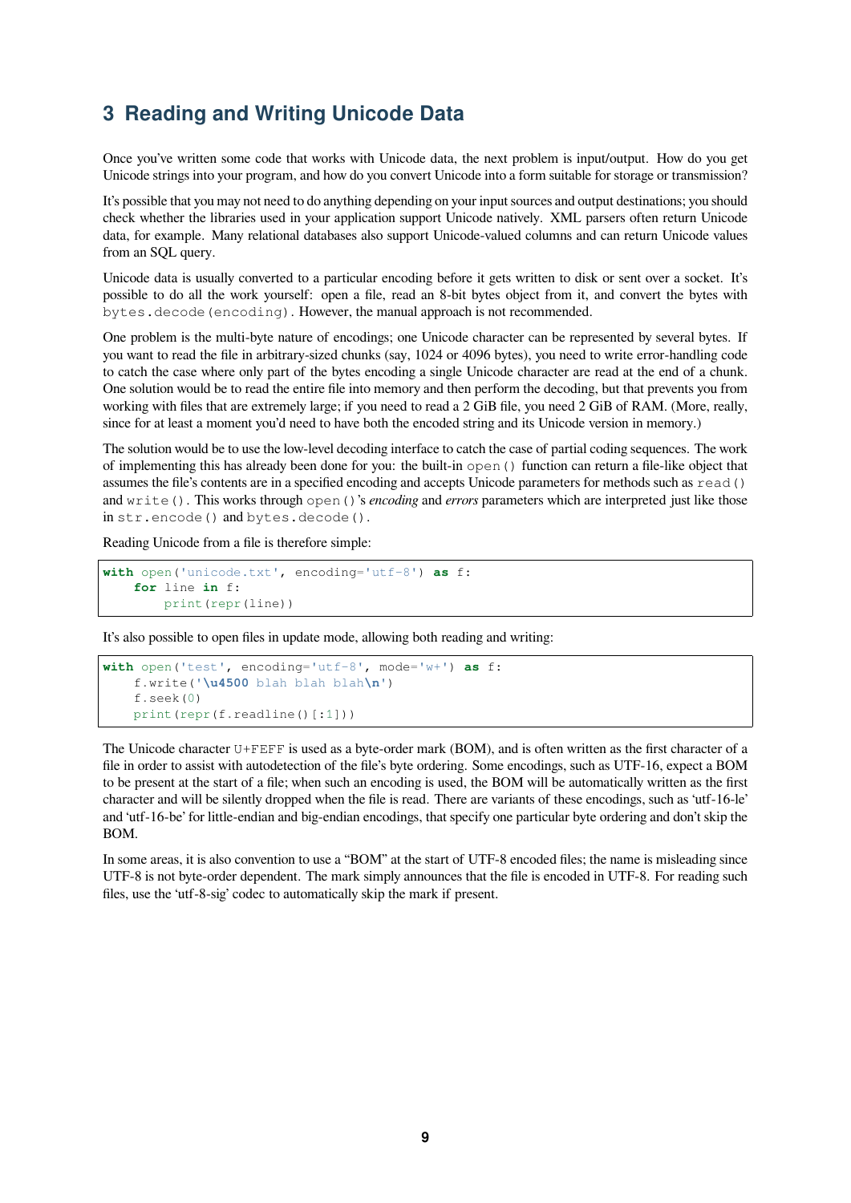## 3 Reading and Writing Unicode Data

Once you've written some code that works with Unicode data, the next problem is input/output. How do you get Unicode strings into your program, and how do you convert Unicode into a form suitable for storage or transmission?

It's possible that you may not need to do anything depending on your input sources and output destinations; you should check whether the libraries used in your application support Unicode natively. XML parsers often return Unicode data, for example. Many relational databases also support Unicode-valued columns and can return Unicode values from an SQL query.

Unicode data is usually converted to a particular encoding before it gets written to disk or sent over a socket. It's possible to do all the work yourself: open a file, read an 8-bit bytes object from it, and convert the bytes with `bytes.decode(encoding)`. However, the manual approach is not recommended.

One problem is the multi-byte nature of encodings; one Unicode character can be represented by several bytes. If you want to read the file in arbitrary-sized chunks (say, 1024 or 4096 bytes), you need to write error-handling code to catch the case where only part of the bytes encoding a single Unicode character are read at the end of a chunk. One solution would be to read the entire file into memory and then perform the decoding, but that prevents you from working with files that are extremely large; if you need to read a 2 GiB file, you need 2 GiB of RAM. (More, really, since for at least a moment you'd need to have both the encoded string and its Unicode version in memory.)

The solution would be to use the low-level decoding interface to catch the case of partial coding sequences. The work of implementing this has already been done for you: the built-in `open()` function can return a file-like object that assumes the file's contents are in a specified encoding and accepts Unicode parameters for methods such as `read()` and `write()`. This works through `open()`'s *encoding* and *errors* parameters which are interpreted just like those in `str.encode()` and `bytes.decode()`.

Reading Unicode from a file is therefore simple:

```
with open('unicode.txt', encoding='utf-8') as f:
    for line in f:
        print(repr(line))
```

It's also possible to open files in update mode, allowing both reading and writing:

```
with open('test', encoding='utf-8', mode='w+') as f:
    f.write('\u4500 blah blah blah\n')
    f.seek(0)
    print(repr(f.readline()[:1]))
```

The Unicode character `U+FEFF` is used as a byte-order mark (BOM), and is often written as the first character of a file in order to assist with autodetection of the file's byte ordering. Some encodings, such as UTF-16, expect a BOM to be present at the start of a file; when such an encoding is used, the BOM will be automatically written as the first character and will be silently dropped when the file is read. There are variants of these encodings, such as 'utf-16-le' and 'utf-16-be' for little-endian and big-endian encodings, that specify one particular byte ordering and don't skip the BOM.

In some areas, it is also convention to use a "BOM" at the start of UTF-8 encoded files; the name is misleading since UTF-8 is not byte-order dependent. The mark simply announces that the file is encoded in UTF-8. For reading such files, use the 'utf-8-sig' codec to automatically skip the mark if present.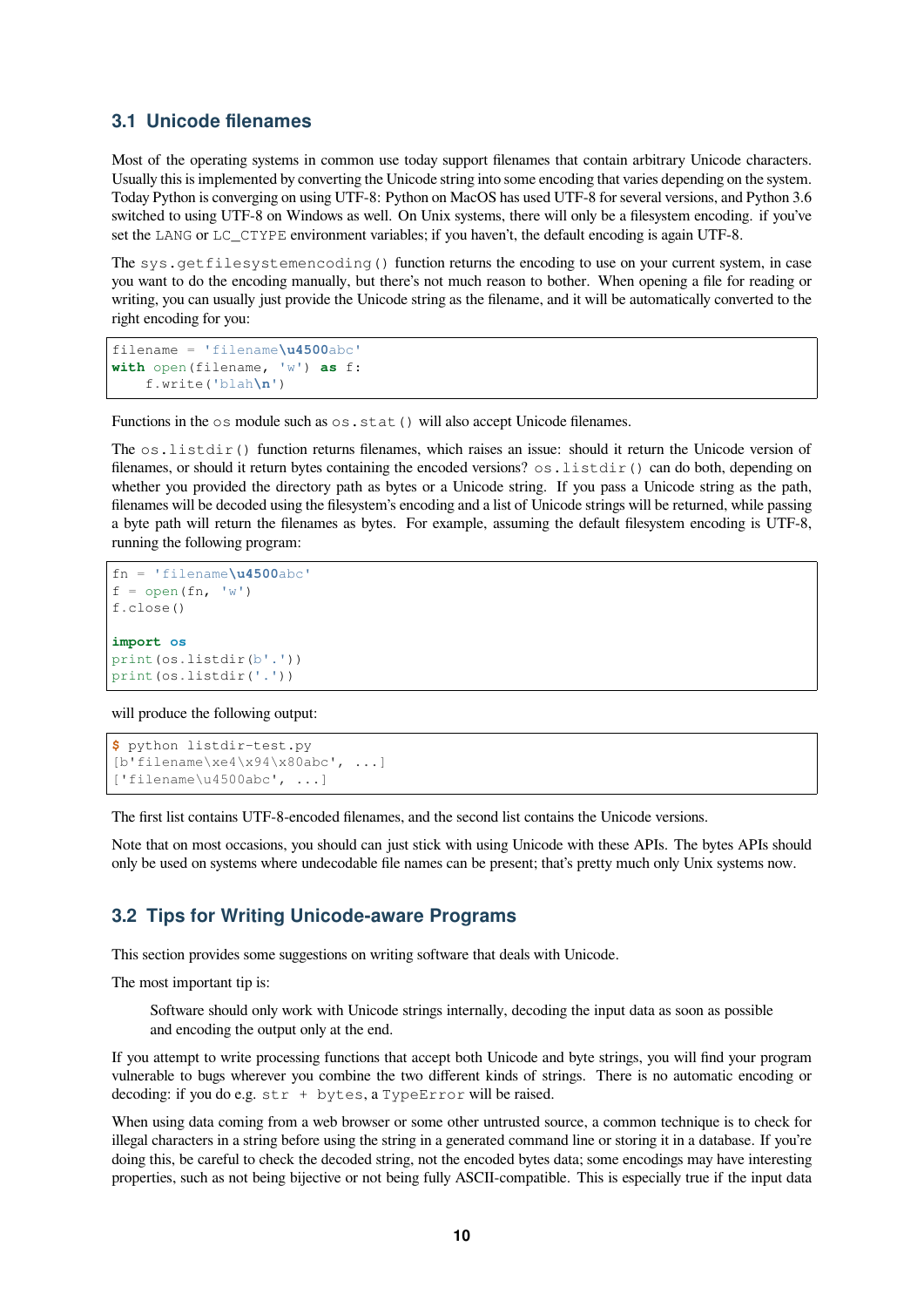## 3.1 Unicode filenames

Most of the operating systems in common use today support filenames that contain arbitrary Unicode characters. Usually this is implemented by converting the Unicode string into some encoding that varies depending on the system. Today Python is converging on using UTF-8: Python on MacOS has used UTF-8 for several versions, and Python 3.6 switched to using UTF-8 on Windows as well. On Unix systems, there will only be a filesystem encoding. if you've set the `LANG` or `LC_CTYPE` environment variables; if you haven't, the default encoding is again UTF-8.

The `sys.getfilesystemencoding()` function returns the encoding to use on your current system, in case you want to do the encoding manually, but there's not much reason to bother. When opening a file for reading or writing, you can usually just provide the Unicode string as the filename, and it will be automatically converted to the right encoding for you:

```
filename = 'filename\u4500abc'
with open(filename, 'w') as f:
    f.write('blah\n')
```

Functions in the `os` module such as `os.stat()` will also accept Unicode filenames.

The `os.listdir()` function returns filenames, which raises an issue: should it return the Unicode version of filenames, or should it return bytes containing the encoded versions? `os.listdir()` can do both, depending on whether you provided the directory path as bytes or a Unicode string. If you pass a Unicode string as the path, filenames will be decoded using the filesystem's encoding and a list of Unicode strings will be returned, while passing a byte path will return the filenames as bytes. For example, assuming the default filesystem encoding is UTF-8, running the following program:

```
fn = 'filename\u4500abc'
f = open(fn, 'w')
f.close()

import os
print(os.listdir(b'.'))
print(os.listdir('.'))
```

will produce the following output:

```
$ python listdir-test.py
[b'filename\xe4\x94\x80abc', ...]
['filename\u4500abc', ...]
```

The first list contains UTF-8-encoded filenames, and the second list contains the Unicode versions.

Note that on most occasions, you should can just stick with using Unicode with these APIs. The bytes APIs should only be used on systems where undecodable file names can be present; that's pretty much only Unix systems now.

## 3.2 Tips for Writing Unicode-aware Programs

This section provides some suggestions on writing software that deals with Unicode.

The most important tip is:

> Software should only work with Unicode strings internally, decoding the input data as soon as possible and encoding the output only at the end.

If you attempt to write processing functions that accept both Unicode and byte strings, you will find your program vulnerable to bugs wherever you combine the two different kinds of strings. There is no automatic encoding or decoding: if you do e.g. `str + bytes`, a `TypeError` will be raised.

When using data coming from a web browser or some other untrusted source, a common technique is to check for illegal characters in a string before using the string in a generated command line or storing it in a database. If you're doing this, be careful to check the decoded string, not the encoded bytes data; some encodings may have interesting properties, such as not being bijective or not being fully ASCII-compatible. This is especially true if the input data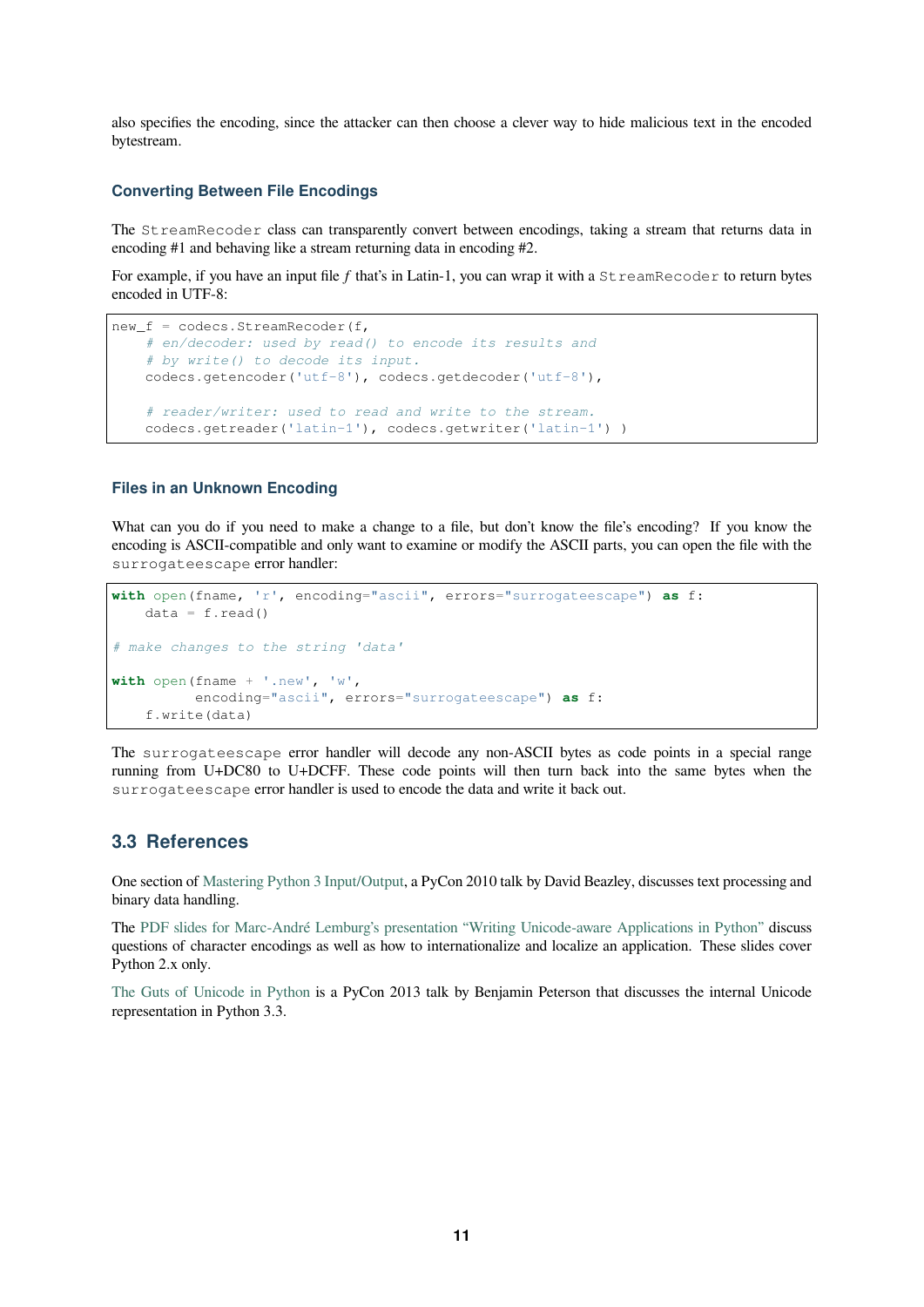also specifies the encoding, since the attacker can then choose a clever way to hide malicious text in the encoded bytestream.

### Converting Between File Encodings

The `StreamRecoder` class can transparently convert between encodings, taking a stream that returns data in encoding #1 and behaving like a stream returning data in encoding #2.

For example, if you have an input file *f* that's in Latin-1, you can wrap it with a `StreamRecoder` to return bytes encoded in UTF-8:

```
new_f = codecs.StreamRecoder(f,
    # en/decoder: used by read() to encode its results and
    # by write() to decode its input.
    codecs.getencoder('utf-8'), codecs.getdecoder('utf-8'),

    # reader/writer: used to read and write to the stream.
    codecs.getreader('latin-1'), codecs.getwriter('latin-1') )
```

### Files in an Unknown Encoding

What can you do if you need to make a change to a file, but don't know the file's encoding? If you know the encoding is ASCII-compatible and only want to examine or modify the ASCII parts, you can open the file with the `surrogateescape` error handler:

```
with open(fname, 'r', encoding="ascii", errors="surrogateescape") as f:
    data = f.read()

# make changes to the string 'data'

with open(fname + '.new', 'w',
          encoding="ascii", errors="surrogateescape") as f:
    f.write(data)
```

The `surrogateescape` error handler will decode any non-ASCII bytes as code points in a special range running from U+DC80 to U+DCFF. These code points will then turn back into the same bytes when the `surrogateescape` error handler is used to encode the data and write it back out.

## 3.3 References

One section of Mastering Python 3 Input/Output, a PyCon 2010 talk by David Beazley, discusses text processing and binary data handling.

The PDF slides for Marc-André Lemburg's presentation "Writing Unicode-aware Applications in Python" discuss questions of character encodings as well as how to internationalize and localize an application. These slides cover Python 2.x only.

The Guts of Unicode in Python is a PyCon 2013 talk by Benjamin Peterson that discusses the internal Unicode representation in Python 3.3.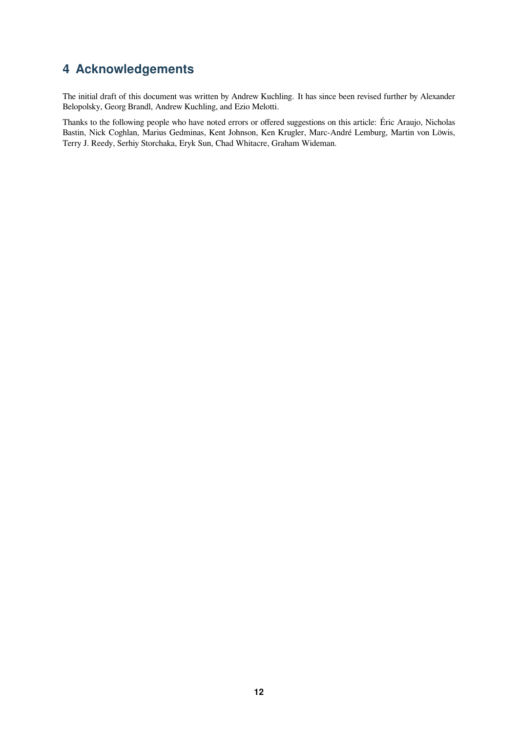## 4 Acknowledgements

The initial draft of this document was written by Andrew Kuchling. It has since been revised further by Alexander Belopolsky, Georg Brandl, Andrew Kuchling, and Ezio Melotti.

Thanks to the following people who have noted errors or offered suggestions on this article: Éric Araujo, Nicholas Bastin, Nick Coghlan, Marius Gedminas, Kent Johnson, Ken Krugler, Marc-André Lemburg, Martin von Löwis, Terry J. Reedy, Serhiy Storchaka, Eryk Sun, Chad Whitacre, Graham Wideman.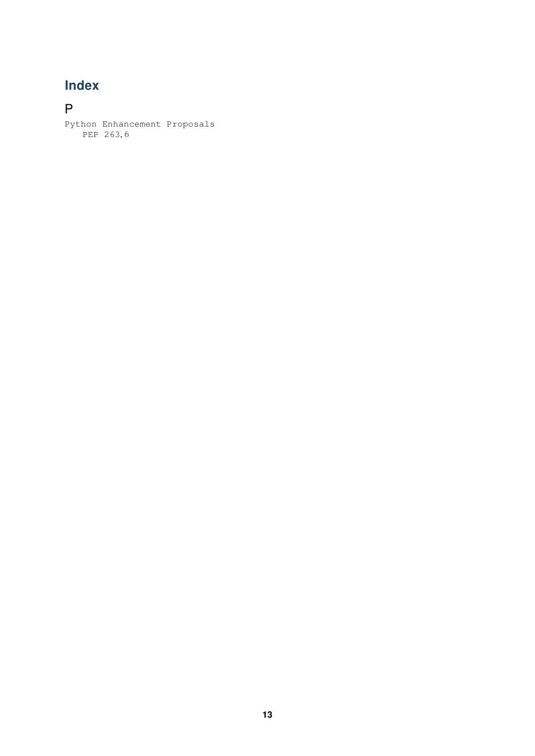# Index

## P

Python Enhancement Proposals
    PEP 263, 6